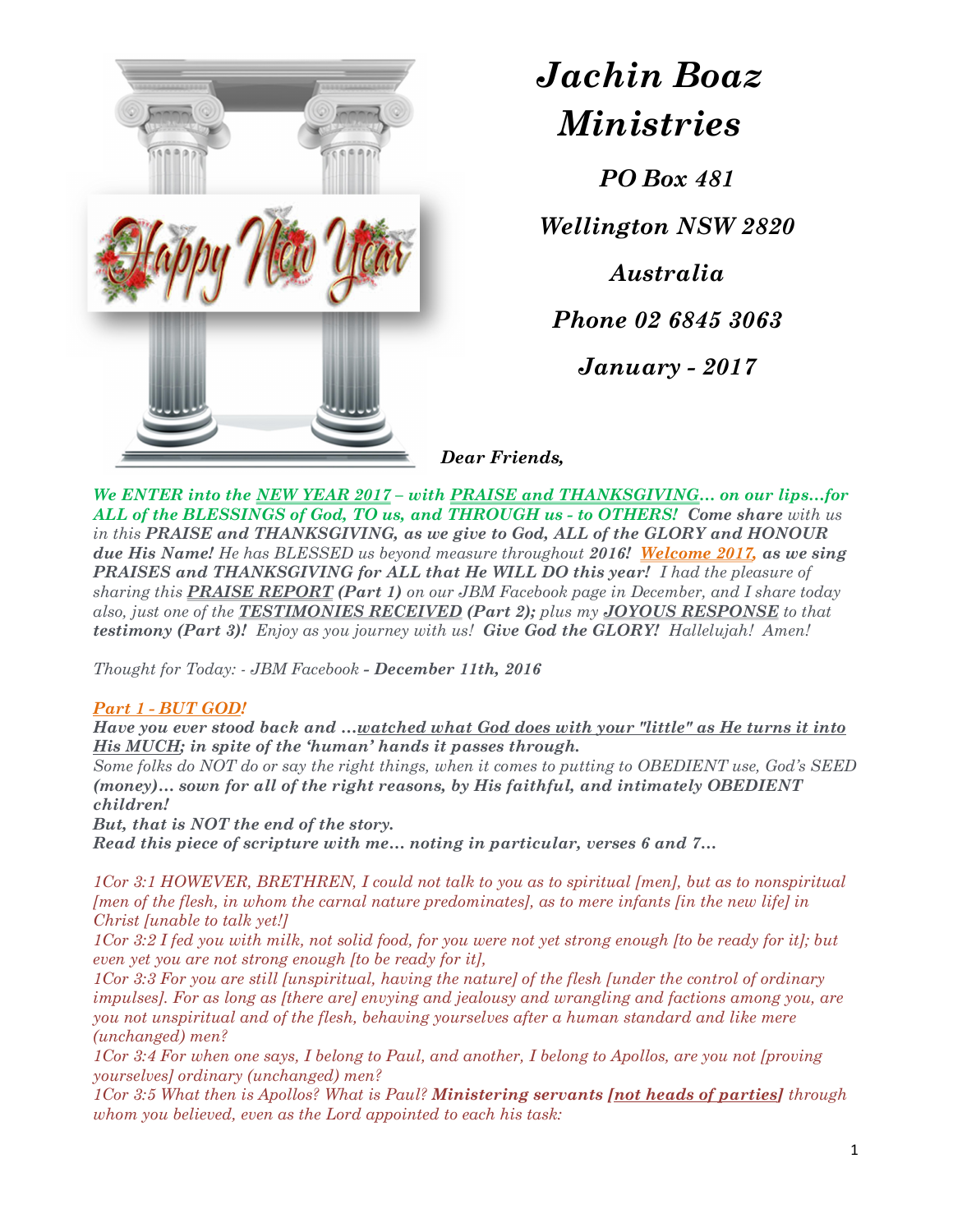# *Jachin Boaz Ministries*

***PO Box 481***

***Wellington NSW 2820***

***Australia***

***Phone 02 6845 3063***

***January - 2017***

***Dear Friends,***

***We ENTER into the NEW YEAR 2017 – with PRAISE and THANKSGIVING… on our lips…for ALL of the BLESSINGS of God, TO us, and THROUGH us - to OTHERS! Come share** with us in this **PRAISE and THANKSGIVING, as we give to God, ALL of the GLORY and HONOUR due His Name!** He has BLESSED us beyond measure throughout **2016! Welcome 2017, as we sing PRAISES and THANKSGIVING for ALL that He WILL DO this year!** I had the pleasure of sharing this **PRAISE REPORT (Part 1)** on our JBM Facebook page in December, and I share today also, just one of the **TESTIMONIES RECEIVED (Part 2);** plus my **JOYOUS RESPONSE** to that **testimony (Part 3)!** Enjoy as you journey with us! **Give God the GLORY!** Hallelujah! Amen!*

*Thought for Today: - JBM Facebook **- December 11th, 2016***

***Part 1 - BUT GOD!***

***Have you ever stood back and …watched what God does with your "little" as He turns it into His MUCH; in spite of the 'human' hands it passes through.***

*Some folks do NOT do or say the right things, when it comes to putting to OBEDIENT use, God's SEED **(money)… sown for all of the right reasons, by His faithful, and intimately OBEDIENT children!***

***But, that is NOT the end of the story.***

***Read this piece of scripture with me… noting in particular, verses 6 and 7…***

*1Cor 3:1 HOWEVER, BRETHREN, I could not talk to you as to spiritual [men], but as to nonspiritual [men of the flesh, in whom the carnal nature predominates], as to mere infants [in the new life] in Christ [unable to talk yet!]*

*1Cor 3:2 I fed you with milk, not solid food, for you were not yet strong enough [to be ready for it]; but even yet you are not strong enough [to be ready for it],*

*1Cor 3:3 For you are still [unspiritual, having the nature] of the flesh [under the control of ordinary impulses]. For as long as [there are] envying and jealousy and wrangling and factions among you, are you not unspiritual and of the flesh, behaving yourselves after a human standard and like mere (unchanged) men?*

*1Cor 3:4 For when one says, I belong to Paul, and another, I belong to Apollos, are you not [proving yourselves] ordinary (unchanged) men?*

*1Cor 3:5 What then is Apollos? What is Paul? **Ministering servants [not heads of parties]** through whom you believed, even as the Lord appointed to each his task:*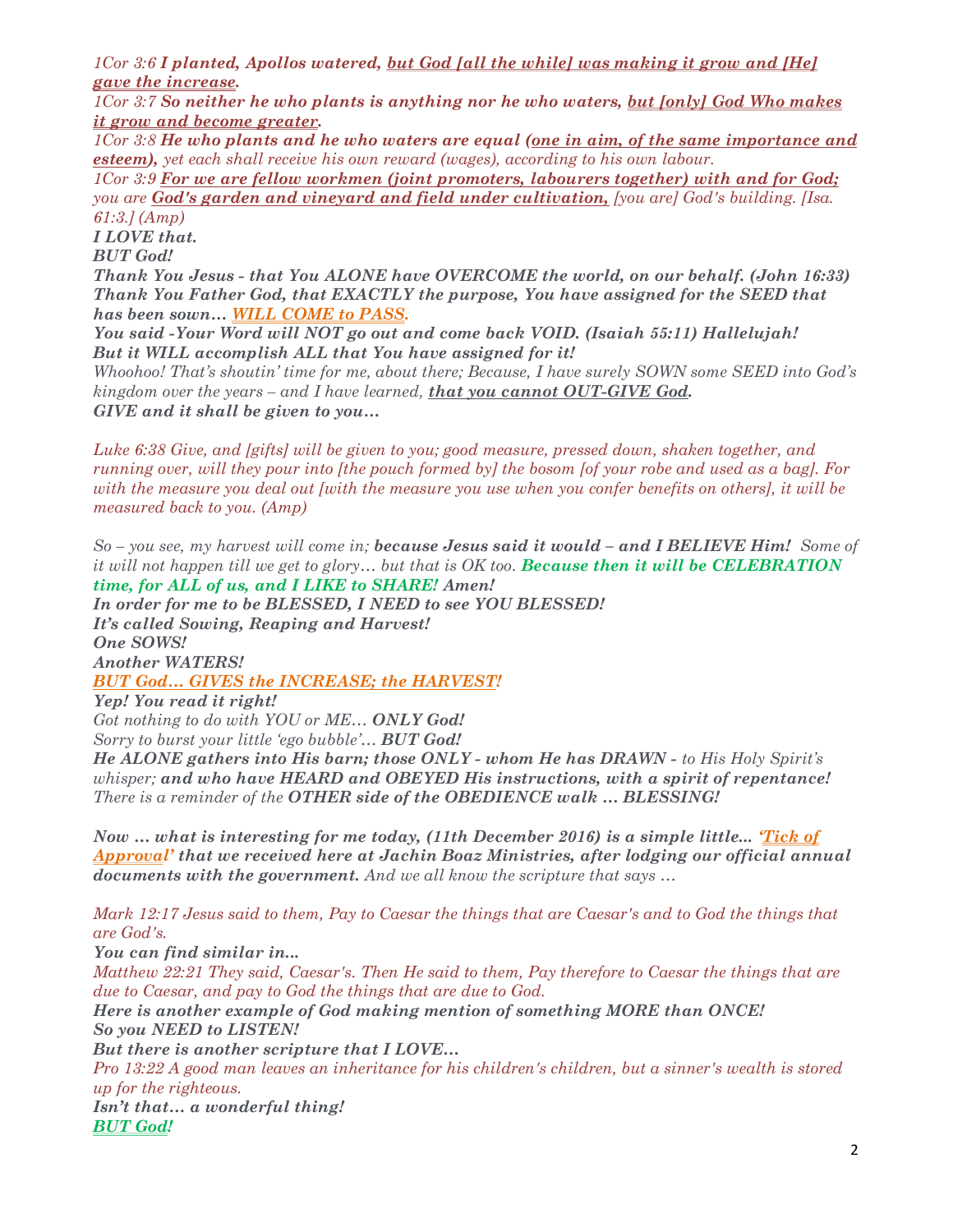*1Cor 3:6* ***I planted, Apollos watered, but God [all the while] was making it grow and [He] gave the increase.***

*1Cor 3:7* ***So neither he who plants is anything nor he who waters, but [only] God Who makes it grow and become greater.***

*1Cor 3:8* ***He who plants and he who waters are equal (one in aim, of the same importance and esteem),*** *yet each shall receive his own reward (wages), according to his own labour.*

*1Cor 3:9* ***For we are fellow workmen (joint promoters, labourers together) with and for God;*** *you are* ***God's garden and vineyard and field under cultivation,*** *[you are] God's building. [Isa. 61:3.] (Amp)*

***I LOVE that.***

***BUT God!***

***Thank You Jesus - that You ALONE have OVERCOME the world, on our behalf. (John 16:33)***

***Thank You Father God, that EXACTLY the purpose, You have assigned for the SEED that has been sown… WILL COME to PASS.***

***You said -Your Word will NOT go out and come back VOID. (Isaiah 55:11) Hallelujah!***

***But it WILL accomplish ALL that You have assigned for it!***

*Whoohoo! That's shoutin' time for me, about there; Because, I have surely SOWN some SEED into God's kingdom over the years – and I have learned,* ***that you cannot OUT-GIVE God.***

***GIVE and it shall be given to you…***

*Luke 6:38 Give, and [gifts] will be given to you; good measure, pressed down, shaken together, and running over, will they pour into [the pouch formed by] the bosom [of your robe and used as a bag]. For with the measure you deal out [with the measure you use when you confer benefits on others], it will be measured back to you. (Amp)*

*So – you see, my harvest will come in;* ***because Jesus said it would – and I BELIEVE Him!*** *Some of it will not happen till we get to glory… but that is OK too.* ***Because then it will be CELEBRATION time, for ALL of us, and I LIKE to SHARE! Amen!***

***In order for me to be BLESSED, I NEED to see YOU BLESSED!***

***It's called Sowing, Reaping and Harvest!***

***One SOWS!***

***Another WATERS!***

***BUT God… GIVES the INCREASE; the HARVEST!***

***Yep! You read it right!***

*Got nothing to do with YOU or ME…* ***ONLY God!***

*Sorry to burst your little 'ego bubble'…* ***BUT God!***

***He ALONE gathers into His barn; those ONLY - whom He has DRAWN -*** *to His Holy Spirit's whisper;* ***and who have HEARD and OBEYED His instructions, with a spirit of repentance!***

*There is a reminder of the* ***OTHER side of the OBEDIENCE walk … BLESSING!***

***Now … what is interesting for me today, (11th December 2016) is a simple little... 'Tick of Approval' that we received here at Jachin Boaz Ministries, after lodging our official annual documents with the government.*** *And we all know the scripture that says …*

*Mark 12:17 Jesus said to them, Pay to Caesar the things that are Caesar's and to God the things that are God's.*

***You can find similar in...***

*Matthew 22:21 They said, Caesar's. Then He said to them, Pay therefore to Caesar the things that are due to Caesar, and pay to God the things that are due to God.*

***Here is another example of God making mention of something MORE than ONCE!***

***So you NEED to LISTEN!***

***But there is another scripture that I LOVE…***

*Pro 13:22 A good man leaves an inheritance for his children's children, but a sinner's wealth is stored up for the righteous.*

***Isn't that… a wonderful thing!***

***BUT God!***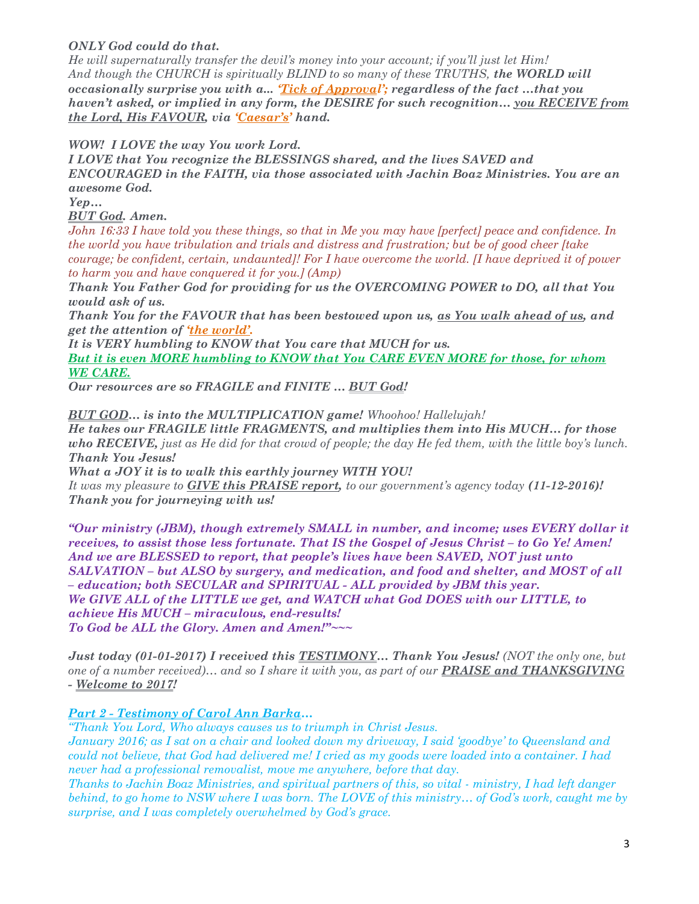***ONLY God could do that.***

*He will supernaturally transfer the devil's money into your account; if you'll just let Him!*
*And though the CHURCH is spiritually BLIND to so many of these TRUTHS,* ***the WORLD will occasionally surprise you with a... 'Tick of Approval'; regardless of the fact …that you haven't asked, or implied in any form, the DESIRE for such recognition… you RECEIVE from the Lord, His FAVOUR, via 'Caesar's' hand.***

***WOW! I LOVE the way You work Lord.***
***I LOVE that You recognize the BLESSINGS shared, and the lives SAVED and ENCOURAGED in the FAITH, via those associated with Jachin Boaz Ministries. You are an awesome God.***
***Yep…***
***BUT God. Amen.***

*John 16:33 I have told you these things, so that in Me you may have [perfect] peace and confidence. In the world you have tribulation and trials and distress and frustration; but be of good cheer [take courage; be confident, certain, undaunted]! For I have overcome the world. [I have deprived it of power to harm you and have conquered it for you.] (Amp)*

***Thank You Father God for providing for us the OVERCOMING POWER to DO, all that You would ask of us.***
***Thank You for the FAVOUR that has been bestowed upon us, as You walk ahead of us, and get the attention of 'the world'.***
***It is VERY humbling to KNOW that You care that MUCH for us.***
***But it is even MORE humbling to KNOW that You CARE EVEN MORE for those, for whom WE CARE.***
***Our resources are so FRAGILE and FINITE … BUT God!***

***BUT GOD… is into the MULTIPLICATION game!*** *Whoohoo! Hallelujah!*
***He takes our FRAGILE little FRAGMENTS, and multiplies them into His MUCH… for those who RECEIVE,*** *just as He did for that crowd of people; the day He fed them, with the little boy's lunch.*
***Thank You Jesus!***
***What a JOY it is to walk this earthly journey WITH YOU!***
*It was my pleasure to* ***GIVE this PRAISE report,*** *to our government's agency today* ***(11-12-2016)!***
***Thank you for journeying with us!***

***"Our ministry (JBM), though extremely SMALL in number, and income; uses EVERY dollar it receives, to assist those less fortunate. That IS the Gospel of Jesus Christ – to Go Ye! Amen! And we are BLESSED to report, that people's lives have been SAVED, NOT just unto SALVATION – but ALSO by surgery, and medication, and food and shelter, and MOST of all – education; both SECULAR and SPIRITUAL - ALL provided by JBM this year.***
***We GIVE ALL of the LITTLE we get, and WATCH what God DOES with our LITTLE, to achieve His MUCH – miraculous, end-results!***
***To God be ALL the Glory. Amen and Amen!"~~~***

***Just today (01-01-2017) I received this TESTIMONY… Thank You Jesus!*** *(NOT the only one, but one of a number received)… and so I share it with you, as part of our* ***PRAISE and THANKSGIVING - Welcome to 2017!***

***Part 2 - Testimony of Carol Ann Barka…***

*"Thank You Lord, Who always causes us to triumph in Christ Jesus.*
*January 2016; as I sat on a chair and looked down my driveway, I said 'goodbye' to Queensland and could not believe, that God had delivered me! I cried as my goods were loaded into a container. I had never had a professional removalist, move me anywhere, before that day.*
*Thanks to Jachin Boaz Ministries, and spiritual partners of this, so vital - ministry, I had left danger behind, to go home to NSW where I was born. The LOVE of this ministry… of God's work, caught me by surprise, and I was completely overwhelmed by God's grace.*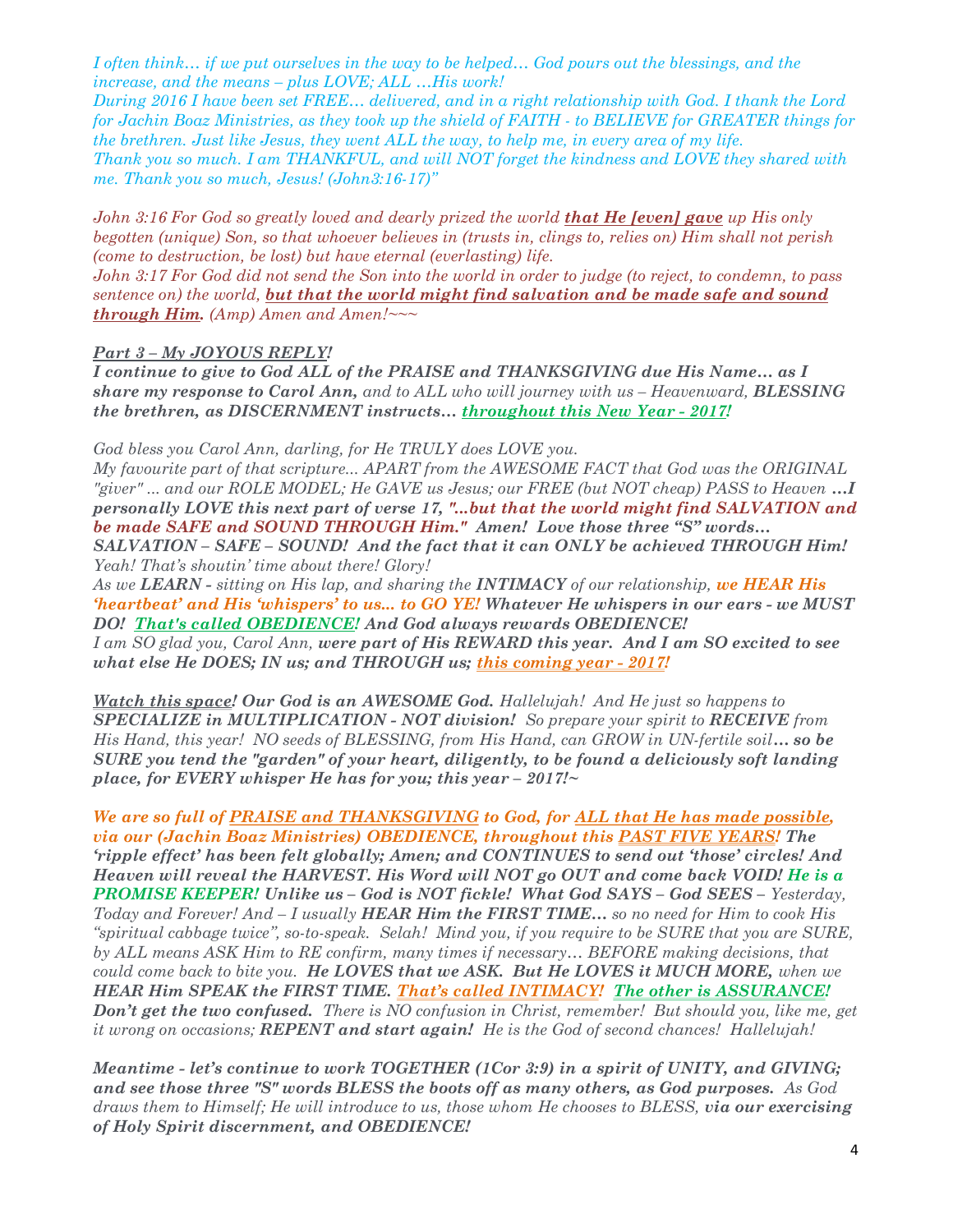*I often think… if we put ourselves in the way to be helped… God pours out the blessings, and the increase, and the means – plus LOVE; ALL …His work!*
*During 2016 I have been set FREE… delivered, and in a right relationship with God. I thank the Lord for Jachin Boaz Ministries, as they took up the shield of FAITH - to BELIEVE for GREATER things for the brethren. Just like Jesus, they went ALL the way, to help me, in every area of my life.*
*Thank you so much. I am THANKFUL, and will NOT forget the kindness and LOVE they shared with me. Thank you so much, Jesus! (John3:16-17)"*

*John 3:16 For God so greatly loved and dearly prized the world **that He [even] gave** up His only begotten (unique) Son, so that whoever believes in (trusts in, clings to, relies on) Him shall not perish (come to destruction, be lost) but have eternal (everlasting) life.*
*John 3:17 For God did not send the Son into the world in order to judge (to reject, to condemn, to pass sentence on) the world, **but that the world might find salvation and be made safe and sound through Him.** (Amp) Amen and Amen!~~~*

***Part 3 – My JOYOUS REPLY!***
***I continue to give to God ALL of the PRAISE and THANKSGIVING due His Name… as I share my response to Carol Ann,** and to ALL who will journey with us – Heavenward, **BLESSING the brethren, as DISCERNMENT instructs… throughout this New Year - 2017!***

*God bless you Carol Ann, darling, for He TRULY does LOVE you.*
*My favourite part of that scripture... APART from the AWESOME FACT that God was the ORIGINAL "giver" ... and our ROLE MODEL; He GAVE us Jesus; our FREE (but NOT cheap) PASS to Heaven **…I personally LOVE this next part of verse 17, "...but that the world might find SALVATION and be made SAFE and SOUND THROUGH Him." Amen! Love those three "S" words… SALVATION – SAFE – SOUND! And the fact that it can ONLY be achieved THROUGH Him!** Yeah! That's shoutin' time about there! Glory!*
*As we **LEARN** - sitting on His lap, and sharing the **INTIMACY** of our relationship, **we HEAR His 'heartbeat' and His 'whispers' to us... to GO YE! Whatever He whispers in our ears - we MUST DO! That's called OBEDIENCE! And God always rewards OBEDIENCE!***
*I am SO glad you, Carol Ann, **were part of His REWARD this year. And I am SO excited to see what else He DOES; IN us; and THROUGH us; this coming year - 2017!***

***Watch this space! Our God is an AWESOME God.** Hallelujah! And He just so happens to **SPECIALIZE in MULTIPLICATION - NOT division!** So prepare your spirit to **RECEIVE** from His Hand, this year! NO seeds of BLESSING, from His Hand, can GROW in UN-fertile soil**… so be SURE you tend the "garden" of your heart, diligently, to be found a deliciously soft landing place, for EVERY whisper He has for you; this year – 2017!~***

***We are so full of PRAISE and THANKSGIVING to God, for ALL that He has made possible, via our (Jachin Boaz Ministries) OBEDIENCE, throughout this PAST FIVE YEARS! The 'ripple effect' has been felt globally; Amen; and CONTINUES to send out 'those' circles! And Heaven will reveal the HARVEST. His Word will NOT go OUT and come back VOID! He is a PROMISE KEEPER! Unlike us – God is NOT fickle! What God SAYS – God SEES –** Yesterday, Today and Forever! And – I usually **HEAR Him the FIRST TIME…** so no need for Him to cook His "spiritual cabbage twice", so-to-speak. Selah! Mind you, if you require to be SURE that you are SURE, by ALL means ASK Him to RE confirm, many times if necessary… BEFORE making decisions, that could come back to bite you. **He LOVES that we ASK. But He LOVES it MUCH MORE,** when we **HEAR Him SPEAK the FIRST TIME. That's called INTIMACY! The other is ASSURANCE! Don't get the two confused.** There is NO confusion in Christ, remember! But should you, like me, get it wrong on occasions; **REPENT and start again!** He is the God of second chances! Hallelujah!*

***Meantime - let's continue to work TOGETHER (1Cor 3:9) in a spirit of UNITY, and GIVING; and see those three "S" words BLESS the boots off as many others, as God purposes.** As God draws them to Himself; He will introduce to us, those whom He chooses to BLESS, **via our exercising of Holy Spirit discernment, and OBEDIENCE!***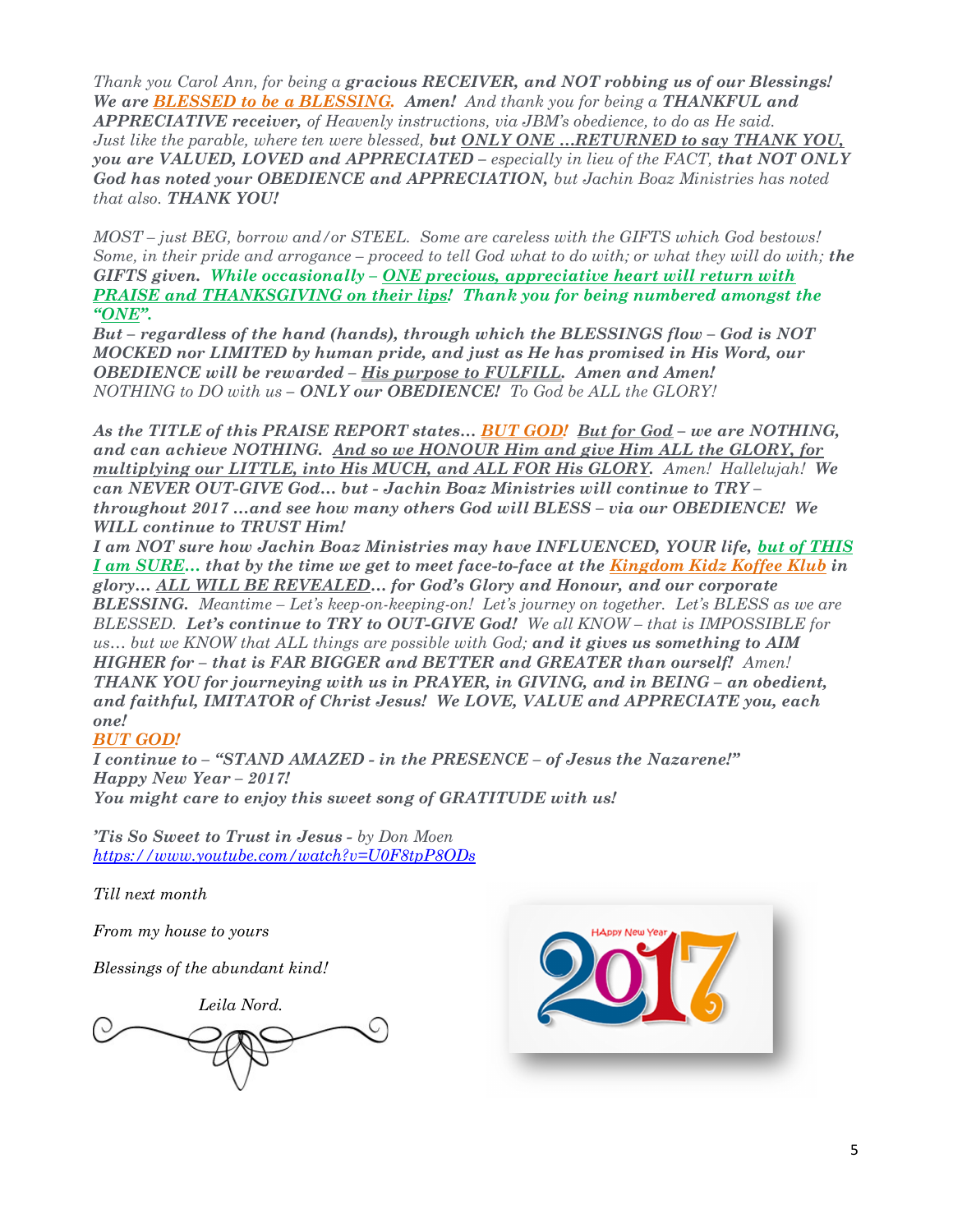*Thank you Carol Ann, for being a **gracious RECEIVER, and NOT robbing us of our Blessings! We are BLESSED to be a BLESSING. Amen!** And thank you for being a **THANKFUL and APPRECIATIVE receiver,** of Heavenly instructions, via JBM's obedience, to do as He said. Just like the parable, where ten were blessed, **but ONLY ONE …RETURNED to say THANK YOU, you are VALUED, LOVED and APPRECIATED** – especially in lieu of the FACT, **that NOT ONLY God has noted your OBEDIENCE and APPRECIATION,** but Jachin Boaz Ministries has noted that also. **THANK YOU!***

*MOST – just BEG, borrow and/or STEEL. Some are careless with the GIFTS which God bestows! Some, in their pride and arrogance – proceed to tell God what to do with; or what they will do with; **the GIFTS given. While occasionally – ONE precious, appreciative heart will return with PRAISE and THANKSGIVING on their lips! Thank you for being numbered amongst the "ONE".***

***But – regardless of the hand (hands), through which the BLESSINGS flow – God is NOT MOCKED nor LIMITED by human pride, and just as He has promised in His Word, our OBEDIENCE will be rewarded – His purpose to FULFILL. Amen and Amen!***
*NOTHING to DO with us – **ONLY our OBEDIENCE!** To God be ALL the GLORY!*

***As the TITLE of this PRAISE REPORT states… BUT GOD! But for God – we are NOTHING, and can achieve NOTHING. And so we HONOUR Him and give Him ALL the GLORY, for multiplying our LITTLE, into His MUCH, and ALL FOR His GLORY.** Amen! Hallelujah! **We can NEVER OUT-GIVE God… but - Jachin Boaz Ministries will continue to TRY – throughout 2017 …and see how many others God will BLESS – via our OBEDIENCE! We WILL continue to TRUST Him!***
***I am NOT sure how Jachin Boaz Ministries may have INFLUENCED, YOUR life, but of THIS I am SURE… that by the time we get to meet face-to-face at the Kingdom Kidz Koffee Klub in glory… ALL WILL BE REVEALED… for God's Glory and Honour, and our corporate BLESSING.** Meantime – Let's keep-on-keeping-on! Let's journey on together. Let's BLESS as we are BLESSED. **Let's continue to TRY to OUT-GIVE God!** We all KNOW – that is IMPOSSIBLE for us… but we KNOW that ALL things are possible with God; **and it gives us something to AIM HIGHER for – that is FAR BIGGER and BETTER and GREATER than ourself!** Amen!*
***THANK YOU for journeying with us in PRAYER, in GIVING, and in BEING – an obedient, and faithful, IMITATOR of Christ Jesus! We LOVE, VALUE and APPRECIATE you, each one!***
***BUT GOD!***
***I continue to – "STAND AMAZED - in the PRESENCE – of Jesus the Nazarene!"***
***Happy New Year – 2017!***
***You might care to enjoy this sweet song of GRATITUDE with us!***

***'Tis So Sweet to Trust in Jesus** - by Don Moen*
*https://www.youtube.com/watch?v=U0F8tpP8ODs*

*Till next month*

*From my house to yours*

*Blessings of the abundant kind!*

*Leila Nord.*

HAppy New Year
2017